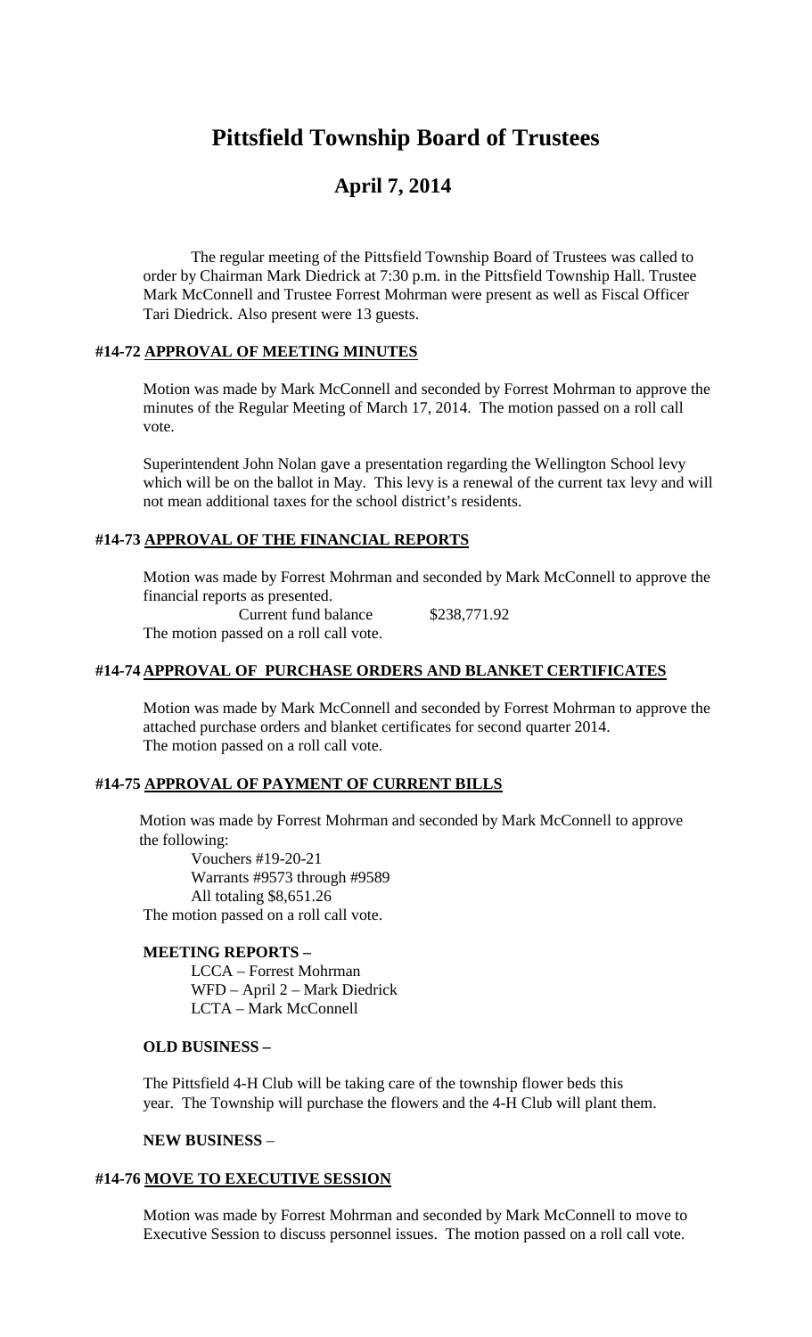# Pittsfield Township Board of Trustees

## April 7, 2014

The regular meeting of the Pittsfield Township Board of Trustees was called to order by Chairman Mark Diedrick at 7:30 p.m. in the Pittsfield Township Hall. Trustee Mark McConnell and Trustee Forrest Mohrman were present as well as Fiscal Officer Tari Diedrick. Also present were 13 guests.

### #14-72 APPROVAL OF MEETING MINUTES

Motion was made by Mark McConnell and seconded by Forrest Mohrman to approve the minutes of the Regular Meeting of March 17, 2014. The motion passed on a roll call vote.

Superintendent John Nolan gave a presentation regarding the Wellington School levy which will be on the ballot in May. This levy is a renewal of the current tax levy and will not mean additional taxes for the school district's residents.

### #14-73 APPROVAL OF THE FINANCIAL REPORTS

Motion was made by Forrest Mohrman and seconded by Mark McConnell to approve the financial reports as presented.

Current fund balance $238,771.92

The motion passed on a roll call vote.

### #14-74 APPROVAL OF PURCHASE ORDERS AND BLANKET CERTIFICATES

Motion was made by Mark McConnell and seconded by Forrest Mohrman to approve the attached purchase orders and blanket certificates for second quarter 2014.
The motion passed on a roll call vote.

### #14-75 APPROVAL OF PAYMENT OF CURRENT BILLS

Motion was made by Forrest Mohrman and seconded by Mark McConnell to approve the following:

Vouchers #19-20-21
Warrants #9573 through #9589
All totaling $8,651.26

The motion passed on a roll call vote.

**MEETING REPORTS –**

LCCA – Forrest Mohrman
WFD – April 2 – Mark Diedrick
LCTA – Mark McConnell

**OLD BUSINESS –**

The Pittsfield 4-H Club will be taking care of the township flower beds this year. The Township will purchase the flowers and the 4-H Club will plant them.

**NEW BUSINESS –**

### #14-76 MOVE TO EXECUTIVE SESSION

Motion was made by Forrest Mohrman and seconded by Mark McConnell to move to Executive Session to discuss personnel issues. The motion passed on a roll call vote.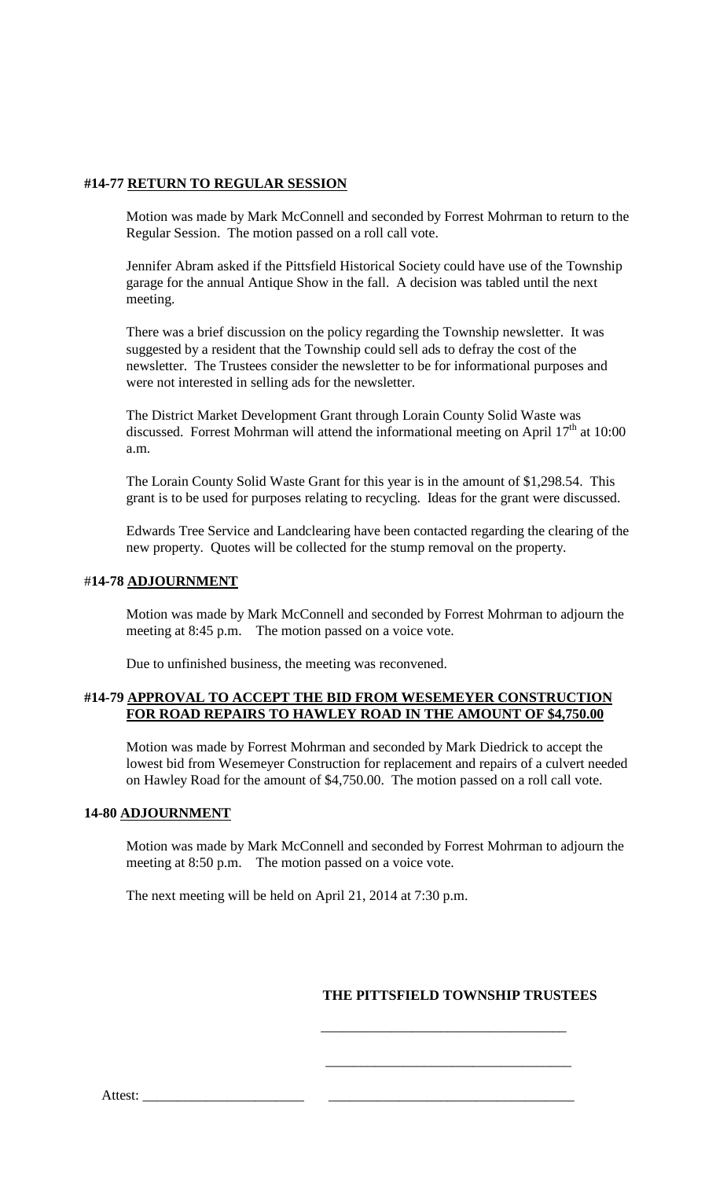**#14-77 <u>RETURN TO REGULAR SESSION</u>**

Motion was made by Mark McConnell and seconded by Forrest Mohrman to return to the Regular Session. The motion passed on a roll call vote.

Jennifer Abram asked if the Pittsfield Historical Society could have use of the Township garage for the annual Antique Show in the fall. A decision was tabled until the next meeting.

There was a brief discussion on the policy regarding the Township newsletter. It was suggested by a resident that the Township could sell ads to defray the cost of the newsletter. The Trustees consider the newsletter to be for informational purposes and were not interested in selling ads for the newsletter.

The District Market Development Grant through Lorain County Solid Waste was discussed. Forrest Mohrman will attend the informational meeting on April 17th at 10:00 a.m.

The Lorain County Solid Waste Grant for this year is in the amount of $1,298.54. This grant is to be used for purposes relating to recycling. Ideas for the grant were discussed.

Edwards Tree Service and Landclearing have been contacted regarding the clearing of the new property. Quotes will be collected for the stump removal on the property.

**#14-78 <u>ADJOURNMENT</u>**

Motion was made by Mark McConnell and seconded by Forrest Mohrman to adjourn the meeting at 8:45 p.m. The motion passed on a voice vote.

Due to unfinished business, the meeting was reconvened.

**#14-79 <u>APPROVAL TO ACCEPT THE BID FROM WESEMEYER CONSTRUCTION FOR ROAD REPAIRS TO HAWLEY ROAD IN THE AMOUNT OF $4,750.00</u>**

Motion was made by Forrest Mohrman and seconded by Mark Diedrick to accept the lowest bid from Wesemeyer Construction for replacement and repairs of a culvert needed on Hawley Road for the amount of $4,750.00. The motion passed on a roll call vote.

**14-80 <u>ADJOURNMENT</u>**

Motion was made by Mark McConnell and seconded by Forrest Mohrman to adjourn the meeting at 8:50 p.m. The motion passed on a voice vote.

The next meeting will be held on April 21, 2014 at 7:30 p.m.

**THE PITTSFIELD TOWNSHIP TRUSTEES**

___________________________________

___________________________________

Attest: _______________________ ___________________________________